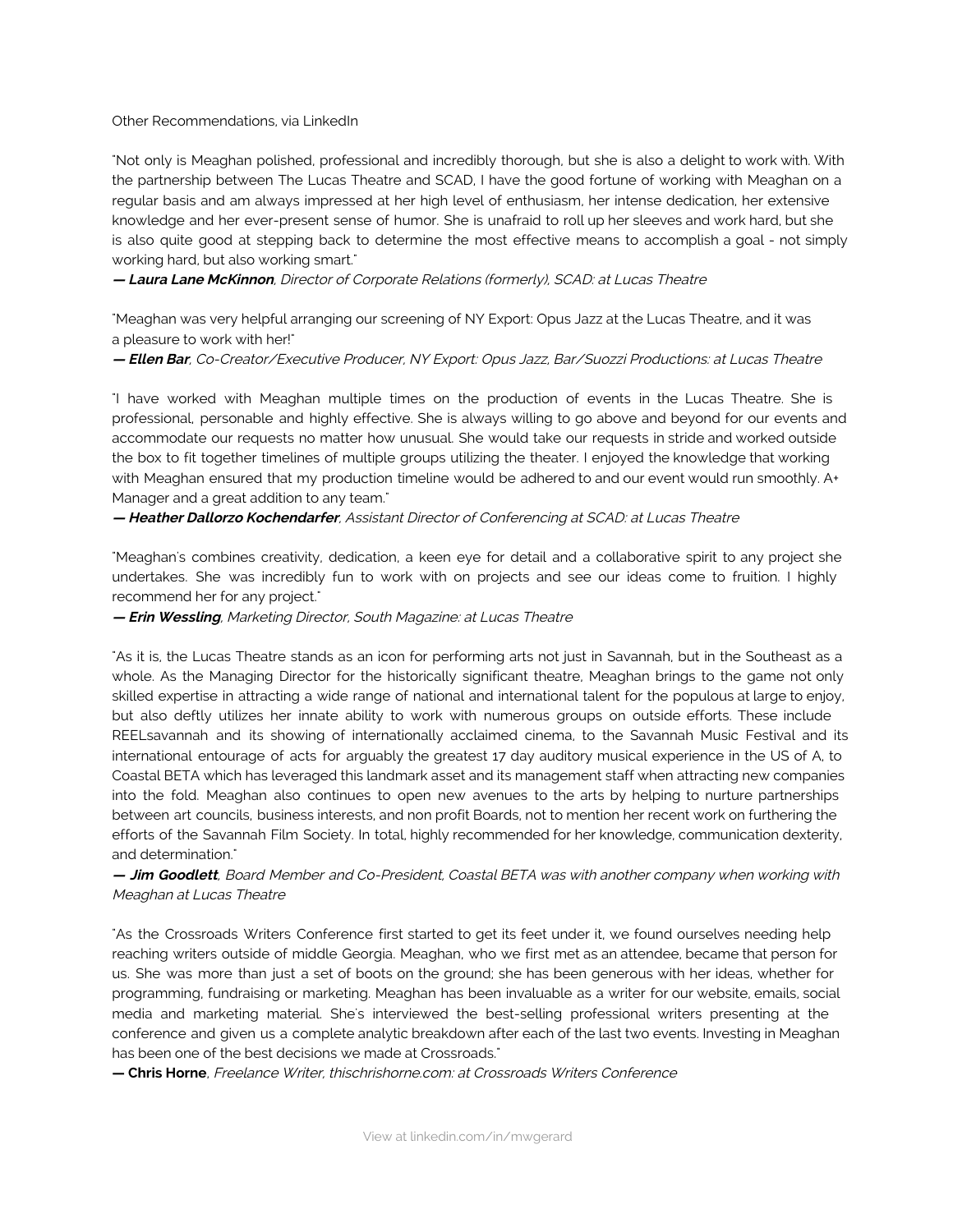Other Recommendations, via LinkedIn

"Not only is Meaghan polished, professional and incredibly thorough, but she is also a delight to work with. With the partnership between The Lucas Theatre and SCAD, I have the good fortune of working with Meaghan on a regular basis and am always impressed at her high level of enthusiasm, her intense dedication, her extensive knowledge and her ever-present sense of humor. She is unafraid to roll up her sleeves and work hard, but she is also quite good at stepping back to determine the most effective means to accomplish a goal - not simply working hard, but also working smart."

***— Laura Lane McKinnon**, Director of Corporate Relations (formerly), SCAD: at Lucas Theatre*

"Meaghan was very helpful arranging our screening of NY Export: Opus Jazz at the Lucas Theatre, and it was a pleasure to work with her!"

***— Ellen Bar**, Co-Creator/Executive Producer, NY Export: Opus Jazz, Bar/Suozzi Productions: at Lucas Theatre*

"I have worked with Meaghan multiple times on the production of events in the Lucas Theatre. She is professional, personable and highly effective. She is always willing to go above and beyond for our events and accommodate our requests no matter how unusual. She would take our requests in stride and worked outside the box to fit together timelines of multiple groups utilizing the theater. I enjoyed the knowledge that working with Meaghan ensured that my production timeline would be adhered to and our event would run smoothly. A+ Manager and a great addition to any team."

***— Heather Dallorzo Kochendarfer**, Assistant Director of Conferencing at SCAD: at Lucas Theatre*

"Meaghan's combines creativity, dedication, a keen eye for detail and a collaborative spirit to any project she undertakes. She was incredibly fun to work with on projects and see our ideas come to fruition. I highly recommend her for any project."

***— Erin Wessling**, Marketing Director, South Magazine: at Lucas Theatre*

"As it is, the Lucas Theatre stands as an icon for performing arts not just in Savannah, but in the Southeast as a whole. As the Managing Director for the historically significant theatre, Meaghan brings to the game not only skilled expertise in attracting a wide range of national and international talent for the populous at large to enjoy, but also deftly utilizes her innate ability to work with numerous groups on outside efforts. These include REELsavannah and its showing of internationally acclaimed cinema, to the Savannah Music Festival and its international entourage of acts for arguably the greatest 17 day auditory musical experience in the US of A, to Coastal BETA which has leveraged this landmark asset and its management staff when attracting new companies into the fold. Meaghan also continues to open new avenues to the arts by helping to nurture partnerships between art councils, business interests, and non profit Boards, not to mention her recent work on furthering the efforts of the Savannah Film Society. In total, highly recommended for her knowledge, communication dexterity, and determination."

***— Jim Goodlett**, Board Member and Co-President, Coastal BETA was with another company when working with Meaghan at Lucas Theatre*

"As the Crossroads Writers Conference first started to get its feet under it, we found ourselves needing help reaching writers outside of middle Georgia. Meaghan, who we first met as an attendee, became that person for us. She was more than just a set of boots on the ground; she has been generous with her ideas, whether for programming, fundraising or marketing. Meaghan has been invaluable as a writer for our website, emails, social media and marketing material. She's interviewed the best-selling professional writers presenting at the conference and given us a complete analytic breakdown after each of the last two events. Investing in Meaghan has been one of the best decisions we made at Crossroads."

**— Chris Horne**, *Freelance Writer, thischrishorne.com: at Crossroads Writers Conference*

View at linkedin.com/in/mwgerard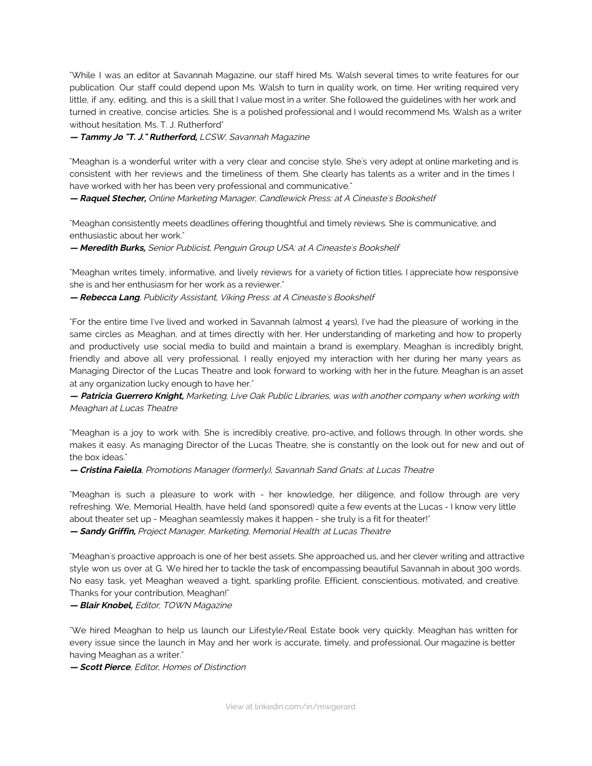"While I was an editor at Savannah Magazine, our staff hired Ms. Walsh several times to write features for our publication. Our staff could depend upon Ms. Walsh to turn in quality work, on time. Her writing required very little, if any, editing, and this is a skill that I value most in a writer. She followed the guidelines with her work and turned in creative, concise articles. She is a polished professional and I would recommend Ms. Walsh as a writer without hesitation. Ms. T. J. Rutherford"

***— Tammy Jo "T. J." Rutherford,*** *LCSW, Savannah Magazine*

"Meaghan is a wonderful writer with a very clear and concise style. She's very adept at online marketing and is consistent with her reviews and the timeliness of them. She clearly has talents as a writer and in the times I have worked with her has been very professional and communicative."

***— Raquel Stecher,*** *Online Marketing Manager, Candlewick Press: at A Cineaste's Bookshelf*

"Meaghan consistently meets deadlines offering thoughtful and timely reviews. She is communicative, and enthusiastic about her work."

***— Meredith Burks,*** *Senior Publicist, Penguin Group USA: at A Cineaste's Bookshelf*

"Meaghan writes timely, informative, and lively reviews for a variety of fiction titles. I appreciate how responsive she is and her enthusiasm for her work as a reviewer."

***— Rebecca Lang****, Publicity Assistant, Viking Press: at A Cineaste's Bookshelf*

"For the entire time I've lived and worked in Savannah (almost 4 years), I've had the pleasure of working in the same circles as Meaghan, and at times directly with her. Her understanding of marketing and how to properly and productively use social media to build and maintain a brand is exemplary. Meaghan is incredibly bright, friendly and above all very professional. I really enjoyed my interaction with her during her many years as Managing Director of the Lucas Theatre and look forward to working with her in the future. Meaghan is an asset at any organization lucky enough to have her."

***— Patricia Guerrero Knight,*** *Marketing, Live Oak Public Libraries, was with another company when working with Meaghan at Lucas Theatre*

"Meaghan is a joy to work with. She is incredibly creative, pro-active, and follows through. In other words, she makes it easy. As managing Director of the Lucas Theatre, she is constantly on the look out for new and out of the box ideas."

***— Cristina Faiella****, Promotions Manager (formerly), Savannah Sand Gnats: at Lucas Theatre*

"Meaghan is such a pleasure to work with - her knowledge, her diligence, and follow through are very refreshing. We, Memorial Health, have held (and sponsored) quite a few events at the Lucas - I know very little about theater set up - Meaghan seamlessly makes it happen - she truly is a fit for theater!"

***— Sandy Griffin,*** *Project Manager, Marketing, Memorial Health: at Lucas Theatre*

"Meaghan's proactive approach is one of her best assets. She approached us, and her clever writing and attractive style won us over at G. We hired her to tackle the task of encompassing beautiful Savannah in about 300 words. No easy task, yet Meaghan weaved a tight, sparkling profile. Efficient, conscientious, motivated, and creative. Thanks for your contribution, Meaghan!"

***— Blair Knobel,*** *Editor, TOWN Magazine*

"We hired Meaghan to help us launch our Lifestyle/Real Estate book very quickly. Meaghan has written for every issue since the launch in May and her work is accurate, timely, and professional. Our magazine is better having Meaghan as a writer."

***— Scott Pierce****, Editor, Homes of Distinction*

View at linkedin.com/in/mwgerard